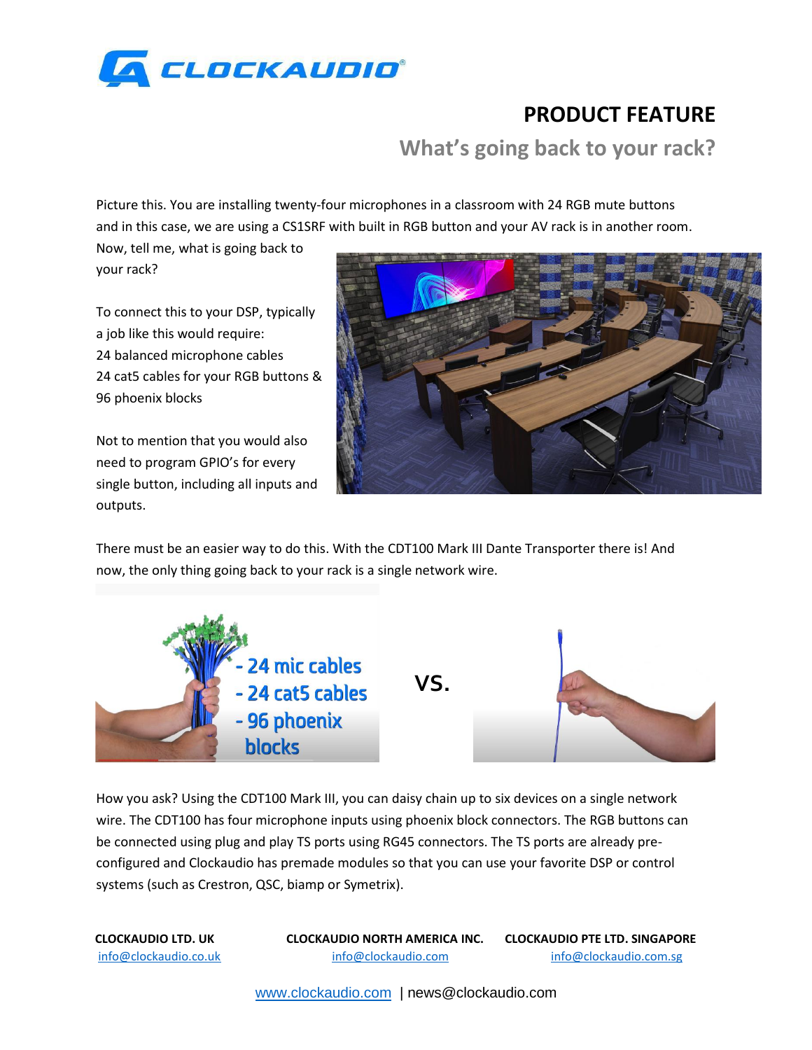# PRODUCT FEATURE

## What's going back to your rack?

Picture this. You are installing twenty-four microphones in a classroom with 24 RGB mute buttons and in this case, we are using a CS1SRF with built in RGB button and your AV rack is in another room. Now, tell me, what is going back to your rack?

To connect this to your DSP, typically a job like this would require:
24 balanced microphone cables
24 cat5 cables for your RGB buttons &
96 phoenix blocks

Not to mention that you would also need to program GPIO's for every single button, including all inputs and outputs.

There must be an easier way to do this. With the CDT100 Mark III Dante Transporter there is! And now, the only thing going back to your rack is a single network wire.

- 24 mic cables
- 24 cat5 cables
- 96 phoenix blocks

vs.

How you ask? Using the CDT100 Mark III, you can daisy chain up to six devices on a single network wire. The CDT100 has four microphone inputs using phoenix block connectors. The RGB buttons can be connected using plug and play TS ports using RG45 connectors. The TS ports are already pre-configured and Clockaudio has premade modules so that you can use your favorite DSP or control systems (such as Crestron, QSC, biamp or Symetrix).

**CLOCKAUDIO LTD. UK**
info@clockaudio.co.uk

**CLOCKAUDIO NORTH AMERICA INC.**
info@clockaudio.com

**CLOCKAUDIO PTE LTD. SINGAPORE**
info@clockaudio.com.sg

www.clockaudio.com | news@clockaudio.com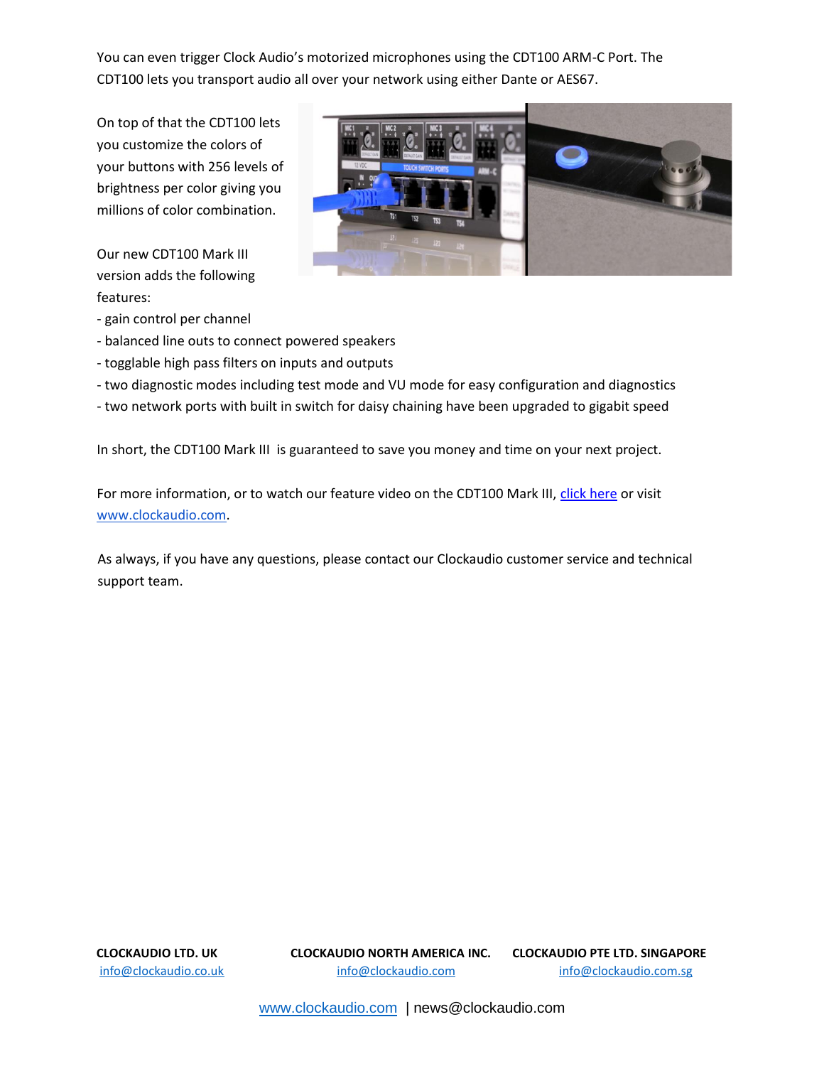You can even trigger Clock Audio's motorized microphones using the CDT100 ARM-C Port. The CDT100 lets you transport audio all over your network using either Dante or AES67.

On top of that the CDT100 lets you customize the colors of your buttons with 256 levels of brightness per color giving you millions of color combination.

Our new CDT100 Mark III version adds the following features:

- gain control per channel
- balanced line outs to connect powered speakers
- togglable high pass filters on inputs and outputs
- two diagnostic modes including test mode and VU mode for easy configuration and diagnostics
- two network ports with built in switch for daisy chaining have been upgraded to gigabit speed

In short, the CDT100 Mark III is guaranteed to save you money and time on your next project.

For more information, or to watch our feature video on the CDT100 Mark III, click here or visit www.clockaudio.com.

As always, if you have any questions, please contact our Clockaudio customer service and technical support team.

**CLOCKAUDIO LTD. UK**
info@clockaudio.co.uk

**CLOCKAUDIO NORTH AMERICA INC.**
info@clockaudio.com

**CLOCKAUDIO PTE LTD. SINGAPORE**
info@clockaudio.com.sg

www.clockaudio.com | news@clockaudio.com